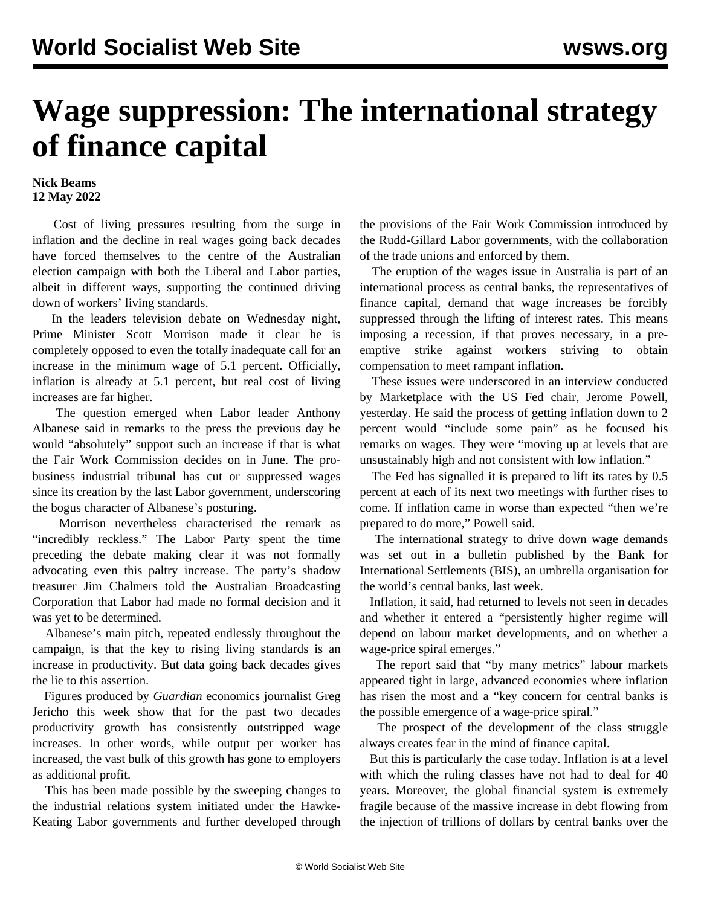# Wage suppression: The international strategy of finance capital

**Nick Beams**
**12 May 2022**

Cost of living pressures resulting from the surge in inflation and the decline in real wages going back decades have forced themselves to the centre of the Australian election campaign with both the Liberal and Labor parties, albeit in different ways, supporting the continued driving down of workers' living standards.

In the leaders television debate on Wednesday night, Prime Minister Scott Morrison made it clear he is completely opposed to even the totally inadequate call for an increase in the minimum wage of 5.1 percent. Officially, inflation is already at 5.1 percent, but real cost of living increases are far higher.

The question emerged when Labor leader Anthony Albanese said in remarks to the press the previous day he would "absolutely" support such an increase if that is what the Fair Work Commission decides on in June. The pro-business industrial tribunal has cut or suppressed wages since its creation by the last Labor government, underscoring the bogus character of Albanese's posturing.

Morrison nevertheless characterised the remark as "incredibly reckless." The Labor Party spent the time preceding the debate making clear it was not formally advocating even this paltry increase. The party's shadow treasurer Jim Chalmers told the Australian Broadcasting Corporation that Labor had made no formal decision and it was yet to be determined.

Albanese's main pitch, repeated endlessly throughout the campaign, is that the key to rising living standards is an increase in productivity. But data going back decades gives the lie to this assertion.

Figures produced by *Guardian* economics journalist Greg Jericho this week show that for the past two decades productivity growth has consistently outstripped wage increases. In other words, while output per worker has increased, the vast bulk of this growth has gone to employers as additional profit.

This has been made possible by the sweeping changes to the industrial relations system initiated under the Hawke-Keating Labor governments and further developed through the provisions of the Fair Work Commission introduced by the Rudd-Gillard Labor governments, with the collaboration of the trade unions and enforced by them.

The eruption of the wages issue in Australia is part of an international process as central banks, the representatives of finance capital, demand that wage increases be forcibly suppressed through the lifting of interest rates. This means imposing a recession, if that proves necessary, in a pre-emptive strike against workers striving to obtain compensation to meet rampant inflation.

These issues were underscored in an interview conducted by Marketplace with the US Fed chair, Jerome Powell, yesterday. He said the process of getting inflation down to 2 percent would "include some pain" as he focused his remarks on wages. They were "moving up at levels that are unsustainably high and not consistent with low inflation."

The Fed has signalled it is prepared to lift its rates by 0.5 percent at each of its next two meetings with further rises to come. If inflation came in worse than expected "then we're prepared to do more," Powell said.

The international strategy to drive down wage demands was set out in a bulletin published by the Bank for International Settlements (BIS), an umbrella organisation for the world's central banks, last week.

Inflation, it said, had returned to levels not seen in decades and whether it entered a "persistently higher regime will depend on labour market developments, and on whether a wage-price spiral emerges."

The report said that "by many metrics" labour markets appeared tight in large, advanced economies where inflation has risen the most and a "key concern for central banks is the possible emergence of a wage-price spiral."

The prospect of the development of the class struggle always creates fear in the mind of finance capital.

But this is particularly the case today. Inflation is at a level with which the ruling classes have not had to deal for 40 years. Moreover, the global financial system is extremely fragile because of the massive increase in debt flowing from the injection of trillions of dollars by central banks over the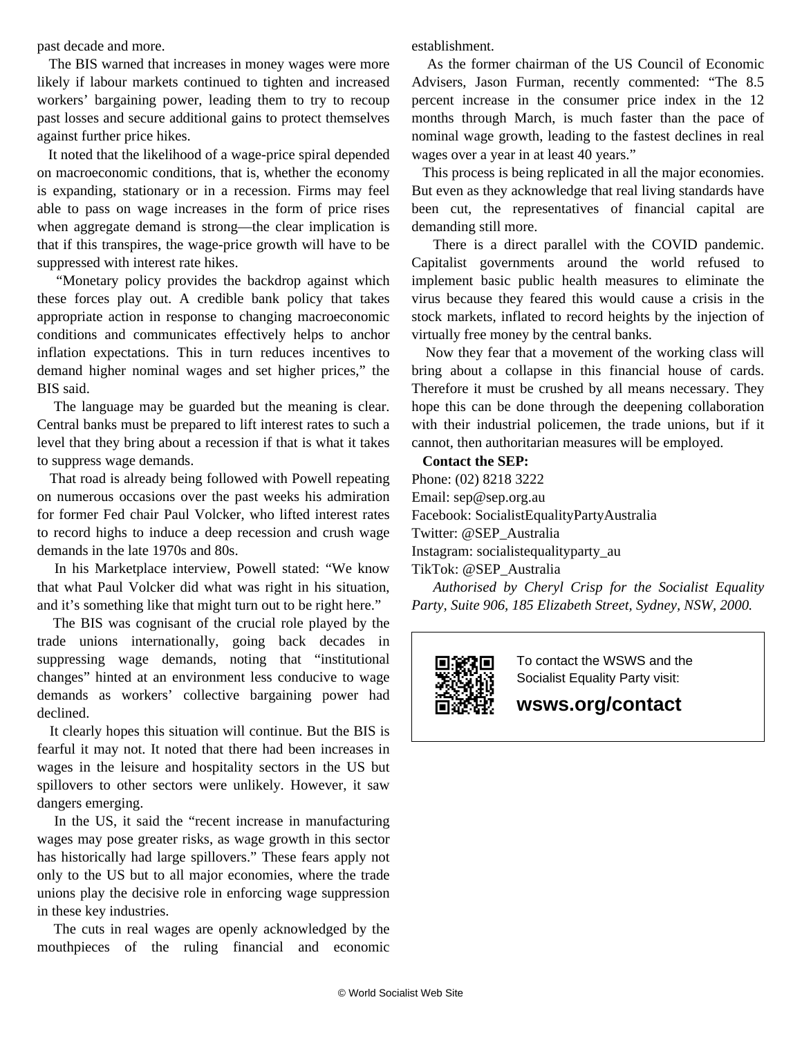past decade and more.

The BIS warned that increases in money wages were more likely if labour markets continued to tighten and increased workers' bargaining power, leading them to try to recoup past losses and secure additional gains to protect themselves against further price hikes.

It noted that the likelihood of a wage-price spiral depended on macroeconomic conditions, that is, whether the economy is expanding, stationary or in a recession. Firms may feel able to pass on wage increases in the form of price rises when aggregate demand is strong—the clear implication is that if this transpires, the wage-price growth will have to be suppressed with interest rate hikes.

"Monetary policy provides the backdrop against which these forces play out. A credible bank policy that takes appropriate action in response to changing macroeconomic conditions and communicates effectively helps to anchor inflation expectations. This in turn reduces incentives to demand higher nominal wages and set higher prices," the BIS said.

The language may be guarded but the meaning is clear. Central banks must be prepared to lift interest rates to such a level that they bring about a recession if that is what it takes to suppress wage demands.

That road is already being followed with Powell repeating on numerous occasions over the past weeks his admiration for former Fed chair Paul Volcker, who lifted interest rates to record highs to induce a deep recession and crush wage demands in the late 1970s and 80s.

In his Marketplace interview, Powell stated: "We know that what Paul Volcker did what was right in his situation, and it's something like that might turn out to be right here."

The BIS was cognisant of the crucial role played by the trade unions internationally, going back decades in suppressing wage demands, noting that "institutional changes" hinted at an environment less conducive to wage demands as workers' collective bargaining power had declined.

It clearly hopes this situation will continue. But the BIS is fearful it may not. It noted that there had been increases in wages in the leisure and hospitality sectors in the US but spillovers to other sectors were unlikely. However, it saw dangers emerging.

In the US, it said the "recent increase in manufacturing wages may pose greater risks, as wage growth in this sector has historically had large spillovers." These fears apply not only to the US but to all major economies, where the trade unions play the decisive role in enforcing wage suppression in these key industries.

The cuts in real wages are openly acknowledged by the mouthpieces of the ruling financial and economic establishment.

As the former chairman of the US Council of Economic Advisers, Jason Furman, recently commented: "The 8.5 percent increase in the consumer price index in the 12 months through March, is much faster than the pace of nominal wage growth, leading to the fastest declines in real wages over a year in at least 40 years."

This process is being replicated in all the major economies. But even as they acknowledge that real living standards have been cut, the representatives of financial capital are demanding still more.

There is a direct parallel with the COVID pandemic. Capitalist governments around the world refused to implement basic public health measures to eliminate the virus because they feared this would cause a crisis in the stock markets, inflated to record heights by the injection of virtually free money by the central banks.

Now they fear that a movement of the working class will bring about a collapse in this financial house of cards. Therefore it must be crushed by all means necessary. They hope this can be done through the deepening collaboration with their industrial policemen, the trade unions, but if it cannot, then authoritarian measures will be employed.

**Contact the SEP:**

Phone: (02) 8218 3222
Email: sep@sep.org.au
Facebook: SocialistEqualityPartyAustralia
Twitter: @SEP_Australia
Instagram: socialistequalityparty_au
TikTok: @SEP_Australia

*Authorised by Cheryl Crisp for the Socialist Equality Party, Suite 906, 185 Elizabeth Street, Sydney, NSW, 2000.*

To contact the WSWS and the Socialist Equality Party visit:

**wsws.org/contact**